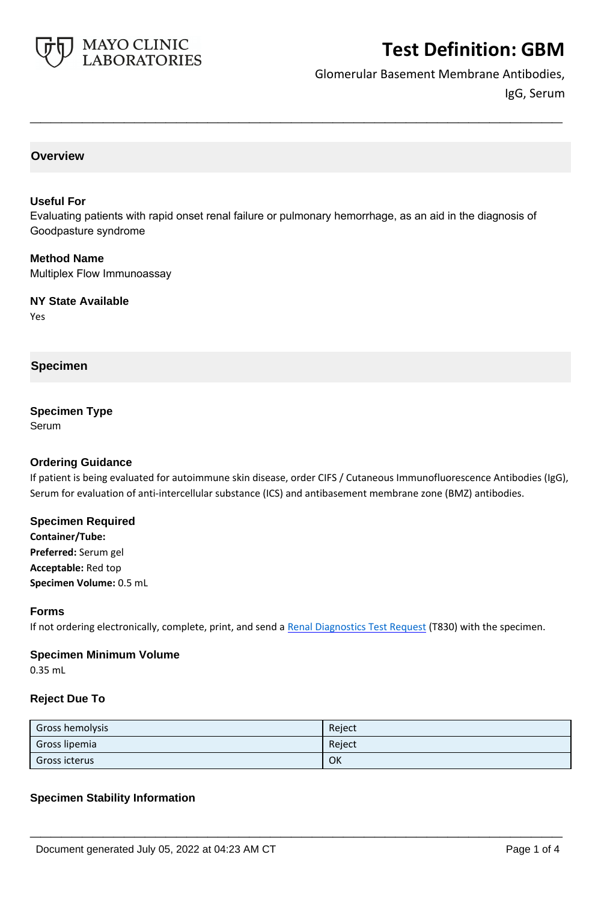# Test Definition: GBM

Glomerular Basement Membrane Antibodies, IgG, Serum

## Overview

### Useful For

Evaluating patients with rapid onset renal failure or pulmonary hemorrhage, as an aid in the diagnosis of Goodpasture syndrome

### Method Name

Multiplex Flow Immunoassay

### NY State Available

Yes

## Specimen

### Specimen Type

Serum

### Ordering Guidance

If patient is being evaluated for autoimmune skin disease, order CIFS / Cutaneous Immunofluorescence Antibodies (IgG), Serum for evaluation of anti-intercellular substance (ICS) and antibasement membrane zone (BMZ) antibodies.

### Specimen Required

**Container/Tube:**

**Preferred:** Serum gel

**Acceptable:** Red top

**Specimen Volume:** 0.5 mL

### Forms

If not ordering electronically, complete, print, and send a [Renal Diagnostics Test Request](Renal Diagnostics Test Request) (T830) with the specimen.

### Specimen Minimum Volume

0.35 mL

### Reject Due To

| | |
|---|---|
| Gross hemolysis | Reject |
| Gross lipemia | Reject |
| Gross icterus | OK |

### Specimen Stability Information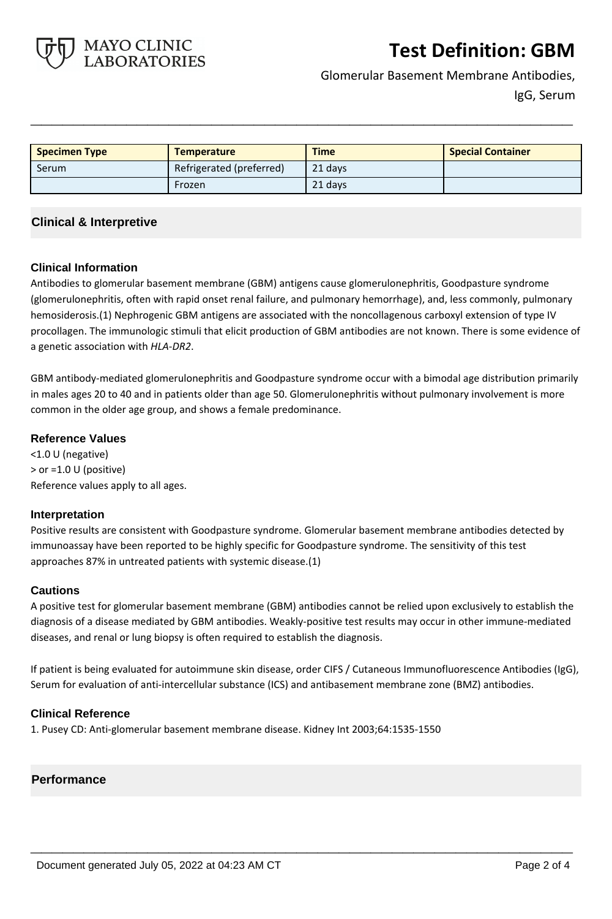| Specimen Type | Temperature | Time | Special Container |
|---|---|---|---|
| Serum | Refrigerated (preferred) | 21 days | |
| | Frozen | 21 days | |

## Clinical & Interpretive

### Clinical Information

Antibodies to glomerular basement membrane (GBM) antigens cause glomerulonephritis, Goodpasture syndrome (glomerulonephritis, often with rapid onset renal failure, and pulmonary hemorrhage), and, less commonly, pulmonary hemosiderosis.(1) Nephrogenic GBM antigens are associated with the noncollagenous carboxyl extension of type IV procollagen. The immunologic stimuli that elicit production of GBM antibodies are not known. There is some evidence of a genetic association with *HLA-DR2*.

GBM antibody-mediated glomerulonephritis and Goodpasture syndrome occur with a bimodal age distribution primarily in males ages 20 to 40 and in patients older than age 50. Glomerulonephritis without pulmonary involvement is more common in the older age group, and shows a female predominance.

### Reference Values

<1.0 U (negative)
> or =1.0 U (positive)
Reference values apply to all ages.

### Interpretation

Positive results are consistent with Goodpasture syndrome. Glomerular basement membrane antibodies detected by immunoassay have been reported to be highly specific for Goodpasture syndrome. The sensitivity of this test approaches 87% in untreated patients with systemic disease.(1)

### Cautions

A positive test for glomerular basement membrane (GBM) antibodies cannot be relied upon exclusively to establish the diagnosis of a disease mediated by GBM antibodies. Weakly-positive test results may occur in other immune-mediated diseases, and renal or lung biopsy is often required to establish the diagnosis.

If patient is being evaluated for autoimmune skin disease, order CIFS / Cutaneous Immunofluorescence Antibodies (IgG), Serum for evaluation of anti-intercellular substance (ICS) and antibasement membrane zone (BMZ) antibodies.

### Clinical Reference

1. Pusey CD: Anti-glomerular basement membrane disease. Kidney Int 2003;64:1535-1550

## Performance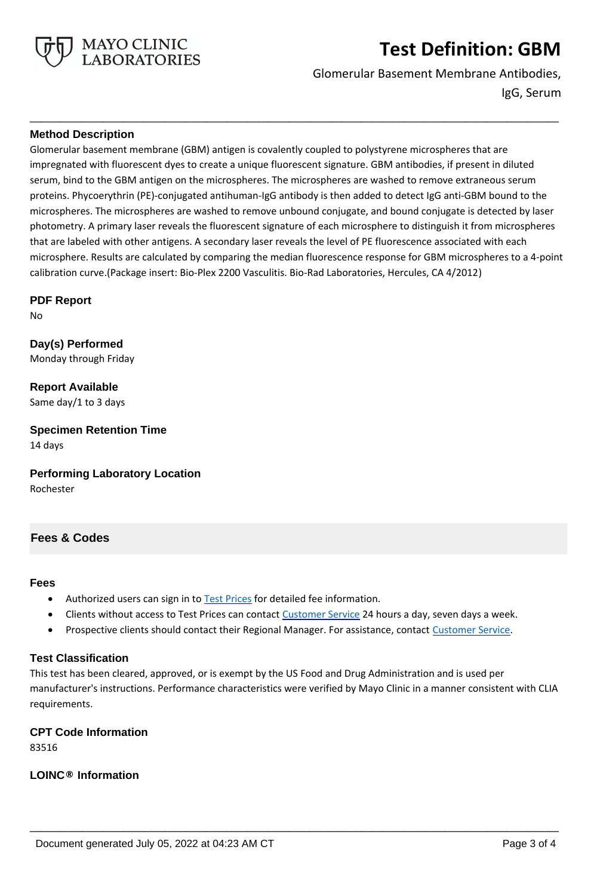## Method Description

Glomerular basement membrane (GBM) antigen is covalently coupled to polystyrene microspheres that are impregnated with fluorescent dyes to create a unique fluorescent signature. GBM antibodies, if present in diluted serum, bind to the GBM antigen on the microspheres. The microspheres are washed to remove extraneous serum proteins. Phycoerythrin (PE)-conjugated antihuman-IgG antibody is then added to detect IgG anti-GBM bound to the microspheres. The microspheres are washed to remove unbound conjugate, and bound conjugate is detected by laser photometry. A primary laser reveals the fluorescent signature of each microsphere to distinguish it from microspheres that are labeled with other antigens. A secondary laser reveals the level of PE fluorescence associated with each microsphere. Results are calculated by comparing the median fluorescence response for GBM microspheres to a 4-point calibration curve.(Package insert: Bio-Plex 2200 Vasculitis. Bio-Rad Laboratories, Hercules, CA 4/2012)

## PDF Report

No

## Day(s) Performed

Monday through Friday

## Report Available

Same day/1 to 3 days

## Specimen Retention Time

14 days

## Performing Laboratory Location

Rochester

# Fees & Codes

## Fees

- Authorized users can sign in to Test Prices for detailed fee information.
- Clients without access to Test Prices can contact Customer Service 24 hours a day, seven days a week.
- Prospective clients should contact their Regional Manager. For assistance, contact Customer Service.

## Test Classification

This test has been cleared, approved, or is exempt by the US Food and Drug Administration and is used per manufacturer's instructions. Performance characteristics were verified by Mayo Clinic in a manner consistent with CLIA requirements.

## CPT Code Information

83516

## LOINC® Information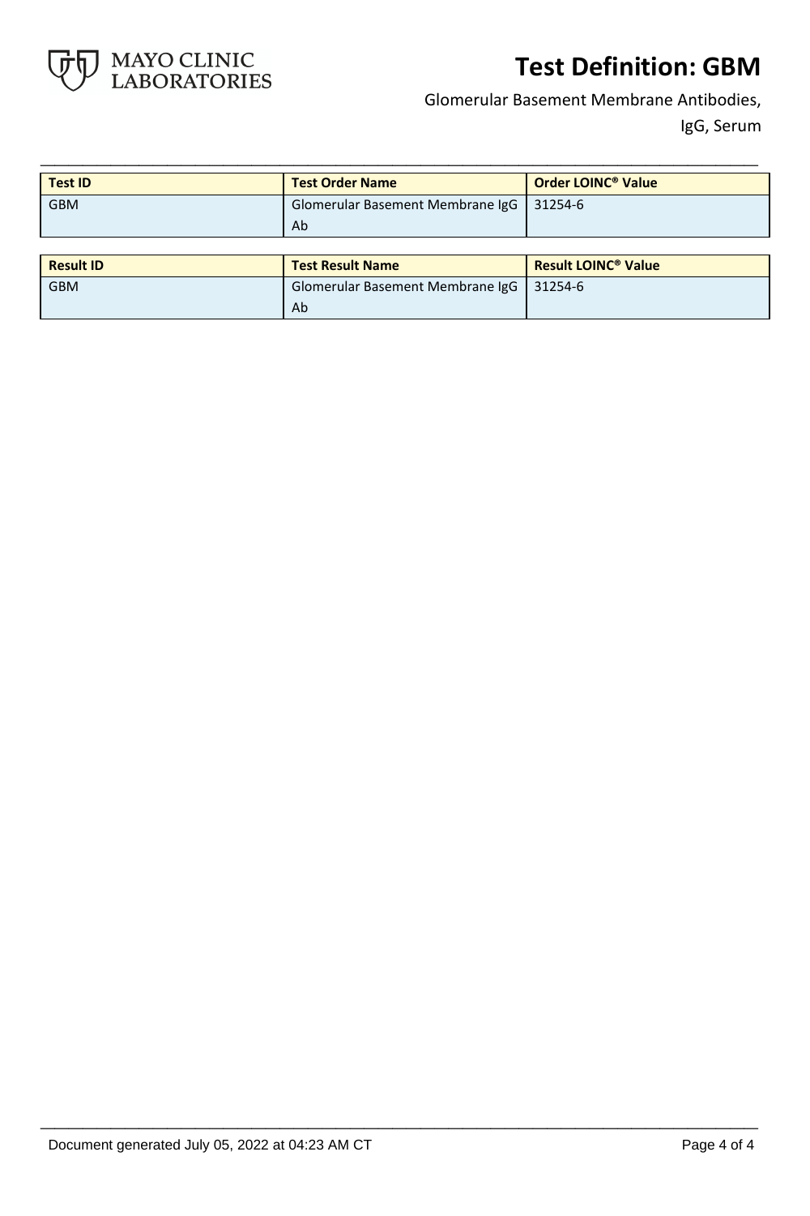| Test ID | Test Order Name | Order LOINC® Value |
| --- | --- | --- |
| GBM | Glomerular Basement Membrane IgG Ab | 31254-6 |

| Result ID | Test Result Name | Result LOINC® Value |
| --- | --- | --- |
| GBM | Glomerular Basement Membrane IgG Ab | 31254-6 |